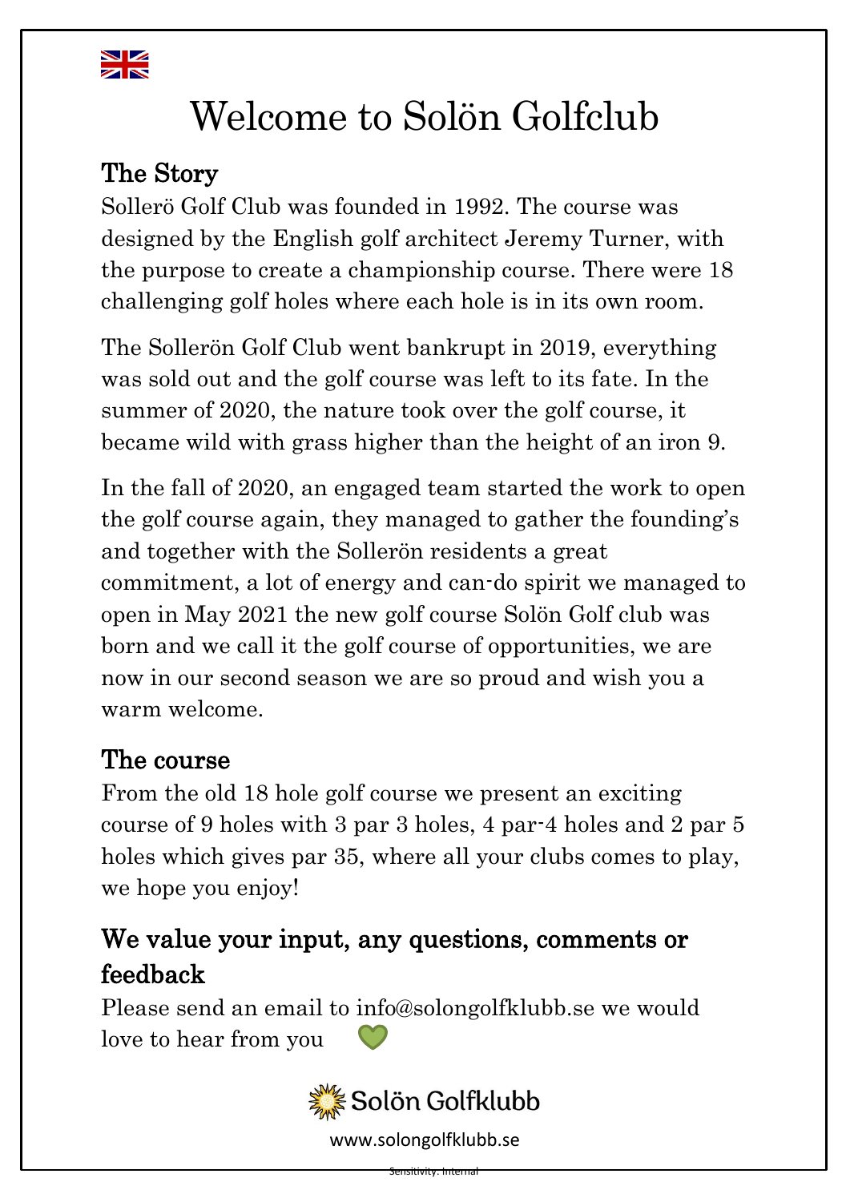# Welcome to Solön Golfclub

## The Story

Sollerö Golf Club was founded in 1992. The course was designed by the English golf architect Jeremy Turner, with the purpose to create a championship course. There were 18 challenging golf holes where each hole is in its own room.

The Sollerön Golf Club went bankrupt in 2019, everything was sold out and the golf course was left to its fate. In the summer of 2020, the nature took over the golf course, it became wild with grass higher than the height of an iron 9.

In the fall of 2020, an engaged team started the work to open the golf course again, they managed to gather the founding's and together with the Sollerön residents a great commitment, a lot of energy and can-do spirit we managed to open in May 2021 the new golf course Solön Golf club was born and we call it the golf course of opportunities, we are now in our second season we are so proud and wish you a warm welcome.

## The course

From the old 18 hole golf course we present an exciting course of 9 holes with 3 par 3 holes, 4 par-4 holes and 2 par 5 holes which gives par 35, where all your clubs comes to play, we hope you enjoy!

## We value your input, any questions, comments or feedback

Please send an email to info@solongolfklubb.se we would love to hear from you 💚

Solön Golfklubb

www.solongolfklubb.se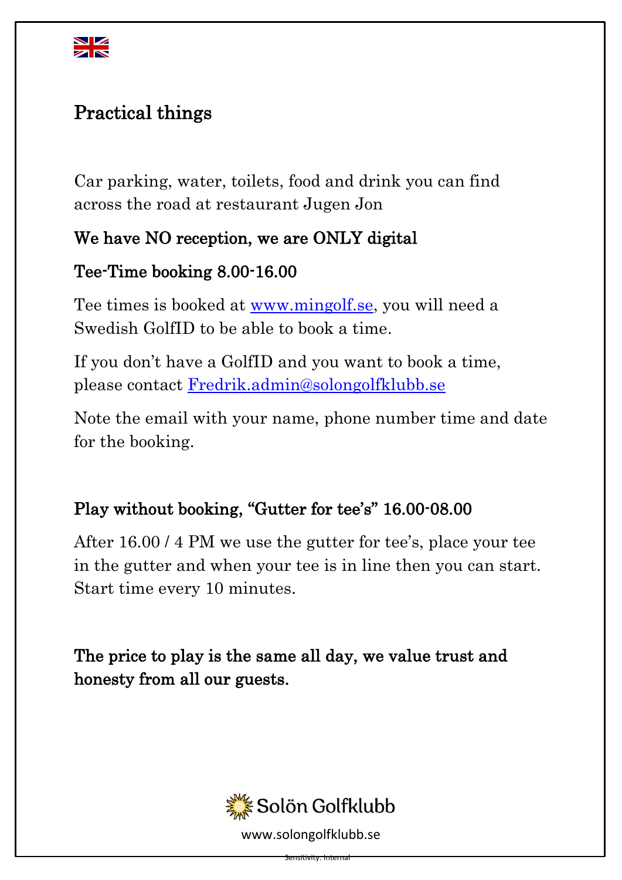## Practical things

Car parking, water, toilets, food and drink you can find across the road at restaurant Jugen Jon

**We have NO reception, we are ONLY digital**

**Tee-Time booking 8.00-16.00**

Tee times is booked at www.mingolf.se, you will need a Swedish GolfID to be able to book a time.

If you don't have a GolfID and you want to book a time, please contact Fredrik.admin@solongolfklubb.se

Note the email with your name, phone number time and date for the booking.

**Play without booking, "Gutter for tee's" 16.00-08.00**

After 16.00 / 4 PM we use the gutter for tee's, place your tee in the gutter and when your tee is in line then you can start. Start time every 10 minutes.

**The price to play is the same all day, we value trust and honesty from all our guests.**

Solön Golfklubb

www.solongolfklubb.se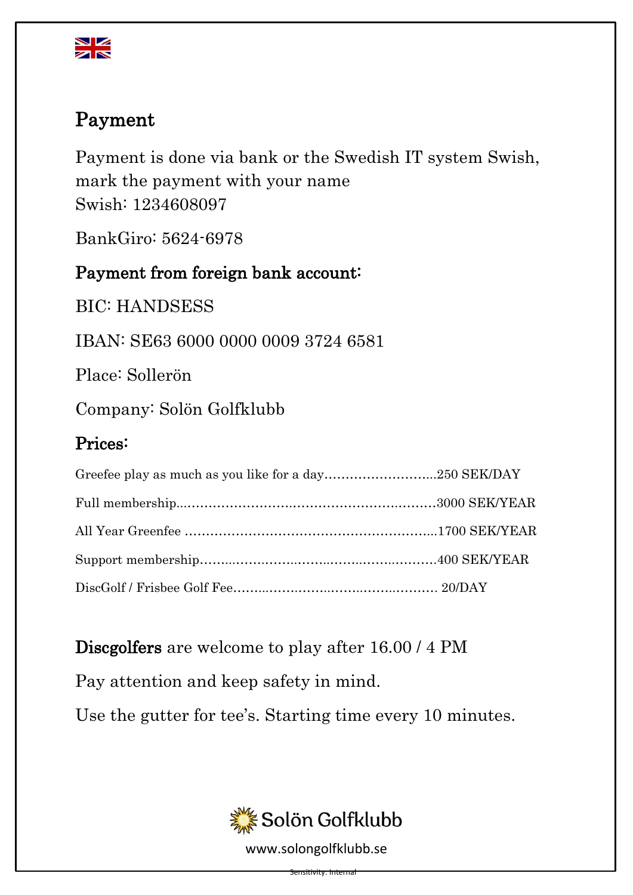## Payment

Payment is done via bank or the Swedish IT system Swish, mark the payment with your name
Swish: 1234608097

BankGiro: 5624-6978

### Payment from foreign bank account:

BIC: HANDSESS

IBAN: SE63 6000 0000 0009 3724 6581

Place: Sollerön

Company: Solön Golfklubb

### Prices:

Greefee play as much as you like for a day……………………...250 SEK/DAY

Full membership...…………………………………………..……..3000 SEK/YEAR

All Year Greenfee …………………………………………………...1700 SEK/YEAR

Support membership……..…………..……..……..……..………400 SEK/YEAR

DiscGolf / Frisbee Golf Fee……..……………..………..………… 20/DAY

**Discgolfers** are welcome to play after 16.00 / 4 PM

Pay attention and keep safety in mind.

Use the gutter for tee's. Starting time every 10 minutes.

Solön Golfklubb

www.solongolfklubb.se